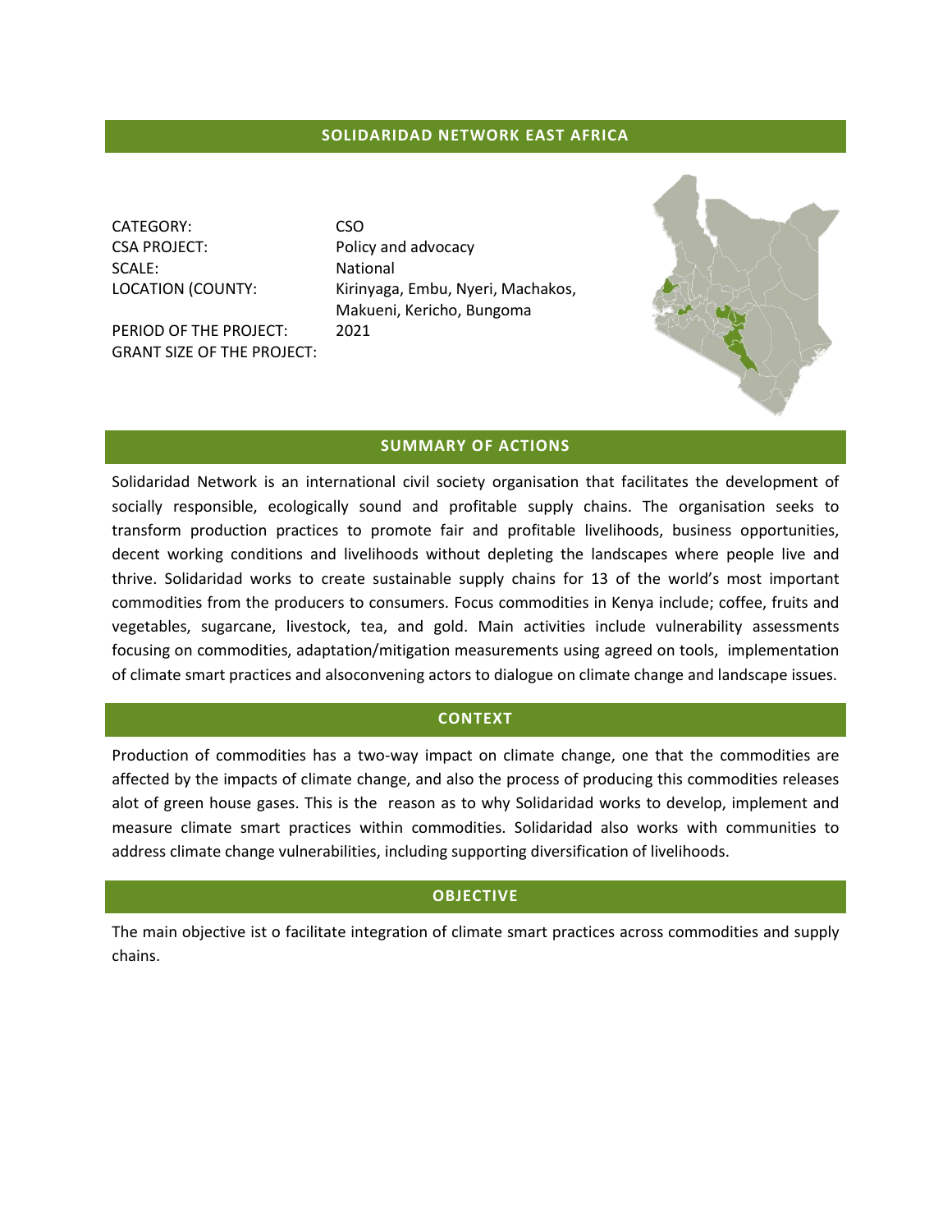# SOLIDARIDAD NETWORK EAST AFRICA

| | |
|---|---|
| CATEGORY: | CSO |
| CSA PROJECT: | Policy and advocacy |
| SCALE: | National |
| LOCATION (COUNTY: | Kirinyaga, Embu, Nyeri, Machakos, Makueni, Kericho, Bungoma |
| PERIOD OF THE PROJECT: | 2021 |
| GRANT SIZE OF THE PROJECT: | |

## SUMMARY OF ACTIONS

Solidaridad Network is an international civil society organisation that facilitates the development of socially responsible, ecologically sound and profitable supply chains. The organisation seeks to transform production practices to promote fair and profitable livelihoods, business opportunities, decent working conditions and livelihoods without depleting the landscapes where people live and thrive. Solidaridad works to create sustainable supply chains for 13 of the world's most important commodities from the producers to consumers. Focus commodities in Kenya include; coffee, fruits and vegetables, sugarcane, livestock, tea, and gold. Main activities include vulnerability assessments focusing on commodities, adaptation/mitigation measurements using agreed on tools, implementation of climate smart practices and alsoconvening actors to dialogue on climate change and landscape issues.

## CONTEXT

Production of commodities has a two-way impact on climate change, one that the commodities are affected by the impacts of climate change, and also the process of producing this commodities releases alot of green house gases. This is the reason as to why Solidaridad works to develop, implement and measure climate smart practices within commodities. Solidaridad also works with communities to address climate change vulnerabilities, including supporting diversification of livelihoods.

## OBJECTIVE

The main objective ist o facilitate integration of climate smart practices across commodities and supply chains.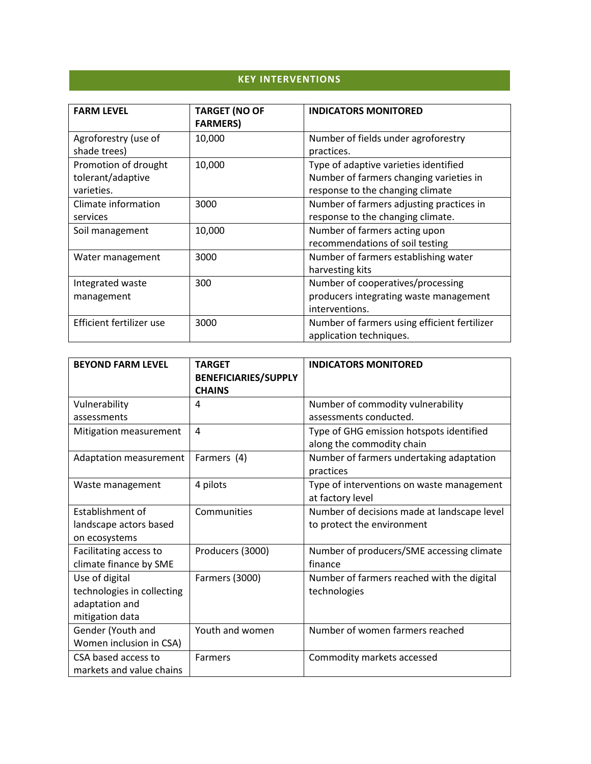## KEY INTERVENTIONS

| FARM LEVEL | TARGET (NO OF FARMERS) | INDICATORS MONITORED |
| --- | --- | --- |
| Agroforestry (use of shade trees) | 10,000 | Number of fields under agroforestry practices. |
| Promotion of drought tolerant/adaptive varieties. | 10,000 | Type of adaptive varieties identified<br>Number of farmers changing varieties in response to the changing climate |
| Climate information services | 3000 | Number of farmers adjusting practices in response to the changing climate. |
| Soil management | 10,000 | Number of farmers acting upon recommendations of soil testing |
| Water management | 3000 | Number of farmers establishing water harvesting kits |
| Integrated waste management | 300 | Number of cooperatives/processing producers integrating waste management interventions. |
| Efficient fertilizer use | 3000 | Number of farmers using efficient fertilizer application techniques. |

| BEYOND FARM LEVEL | TARGET BENEFICIARIES/SUPPLY CHAINS | INDICATORS MONITORED |
| --- | --- | --- |
| Vulnerability assessments | 4 | Number of commodity vulnerability assessments conducted. |
| Mitigation measurement | 4 | Type of GHG emission hotspots identified along the commodity chain |
| Adaptation measurement | Farmers (4) | Number of farmers undertaking adaptation practices |
| Waste management | 4 pilots | Type of interventions on waste management at factory level |
| Establishment of landscape actors based on ecosystems | Communities | Number of decisions made at landscape level to protect the environment |
| Facilitating access to climate finance by SME | Producers (3000) | Number of producers/SME accessing climate finance |
| Use of digital technologies in collecting adaptation and mitigation data | Farmers (3000) | Number of farmers reached with the digital technologies |
| Gender (Youth and Women inclusion in CSA) | Youth and women | Number of women farmers reached |
| CSA based access to markets and value chains | Farmers | Commodity markets accessed |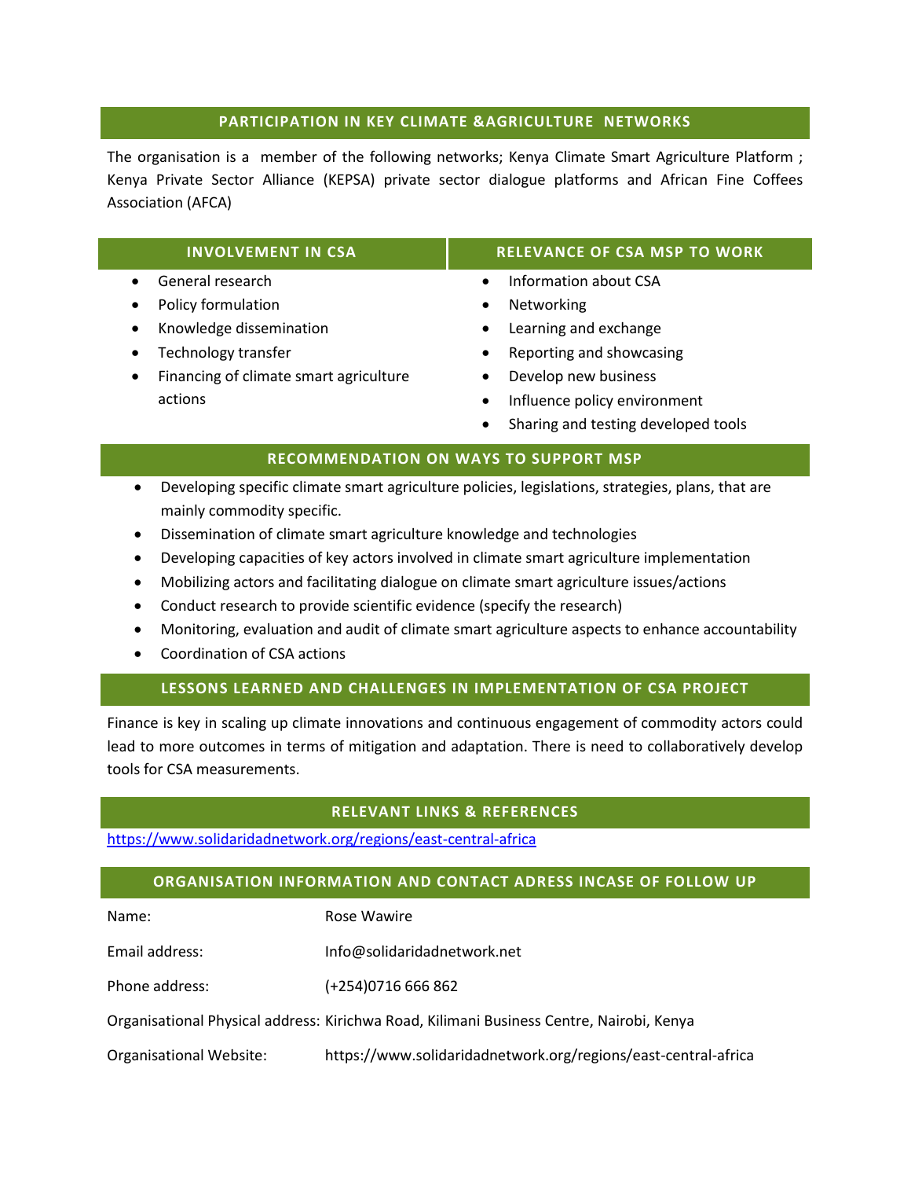## PARTICIPATION IN KEY CLIMATE &AGRICULTURE NETWORKS

The organisation is a member of the following networks; Kenya Climate Smart Agriculture Platform ; Kenya Private Sector Alliance (KEPSA) private sector dialogue platforms and African Fine Coffees Association (AFCA)

## INVOLVEMENT IN CSA

- General research
- Policy formulation
- Knowledge dissemination
- Technology transfer
- Financing of climate smart agriculture actions

## RELEVANCE OF CSA MSP TO WORK

- Information about CSA
- Networking
- Learning and exchange
- Reporting and showcasing
- Develop new business
- Influence policy environment
- Sharing and testing developed tools

## RECOMMENDATION ON WAYS TO SUPPORT MSP

- Developing specific climate smart agriculture policies, legislations, strategies, plans, that are mainly commodity specific.
- Dissemination of climate smart agriculture knowledge and technologies
- Developing capacities of key actors involved in climate smart agriculture implementation
- Mobilizing actors and facilitating dialogue on climate smart agriculture issues/actions
- Conduct research to provide scientific evidence (specify the research)
- Monitoring, evaluation and audit of climate smart agriculture aspects to enhance accountability
- Coordination of CSA actions

## LESSONS LEARNED AND CHALLENGES IN IMPLEMENTATION OF CSA PROJECT

Finance is key in scaling up climate innovations and continuous engagement of commodity actors could lead to more outcomes in terms of mitigation and adaptation. There is need to collaboratively develop tools for CSA measurements.

## RELEVANT LINKS & REFERENCES

https://www.solidaridadnetwork.org/regions/east-central-africa

## ORGANISATION INFORMATION AND CONTACT ADRESS INCASE OF FOLLOW UP

| | |
|---|---|
| Name: | Rose Wawire |
| Email address: | Info@solidaridadnetwork.net |
| Phone address: | (+254)0716 666 862 |
| Organisational Physical address: | Kirichwa Road, Kilimani Business Centre, Nairobi, Kenya |
| Organisational Website: | https://www.solidaridadnetwork.org/regions/east-central-africa |